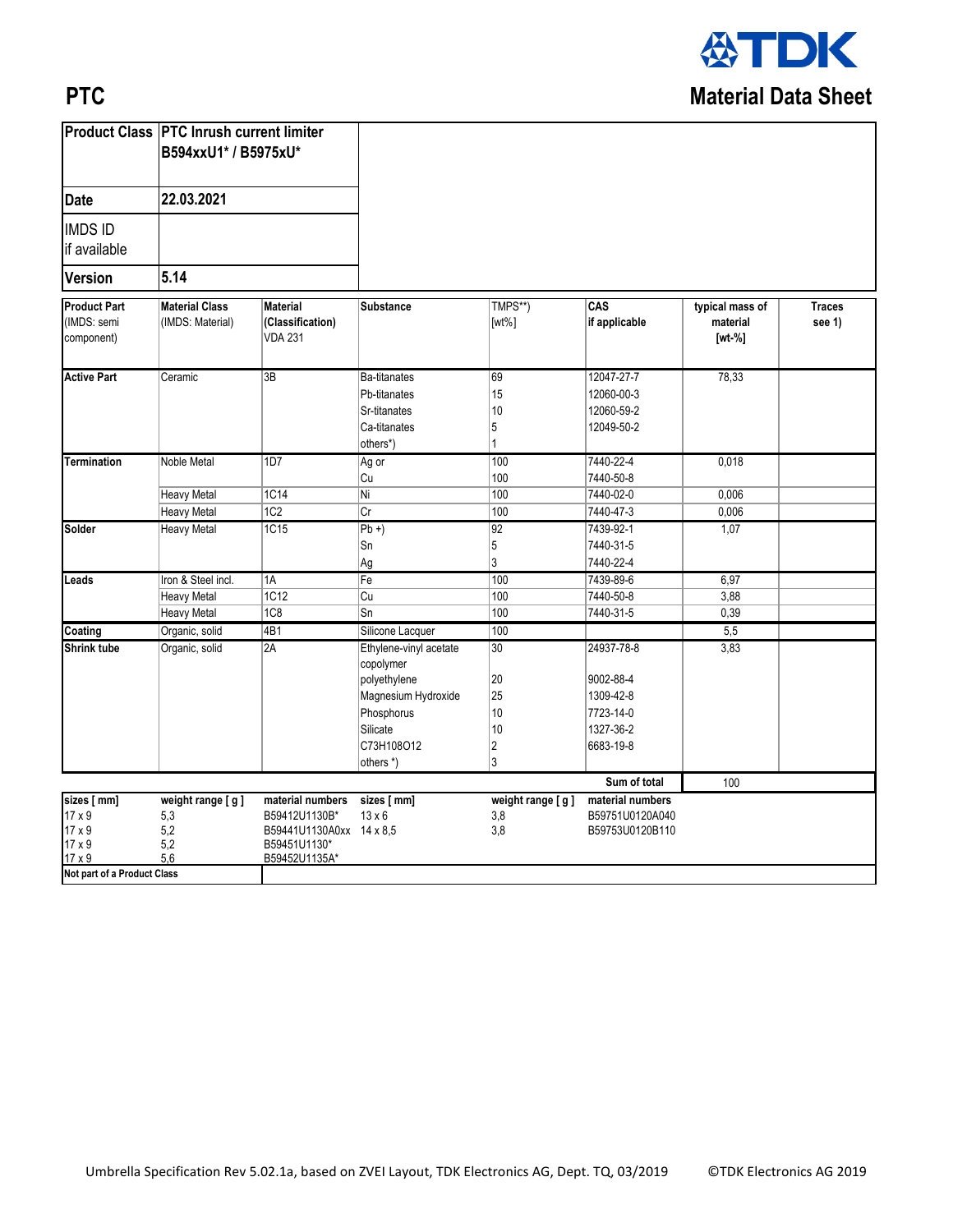# PTC

## Material Data Sheet

| Product Class | PTC Inrush current limiter B594xxU1* / B5975xU* |
|---|---|
| Date | 22.03.2021 |
| IMDS ID if available | |
| Version | 5.14 |

| Product Part (IMDS: semi component) | Material Class (IMDS: Material) | Material (Classification) VDA 231 | Substance | TMPS**) [wt%] | CAS if applicable | typical mass of material [wt-%] | Traces see 1) |
|---|---|---|---|---|---|---|---|
| **Active Part** | Ceramic | 3B | Ba-titanates | 69 | 12047-27-7 | 78,33 | |
| | | | Pb-titanates | 15 | 12060-00-3 | | |
| | | | Sr-titanates | 10 | 12060-59-2 | | |
| | | | Ca-titanates | 5 | 12049-50-2 | | |
| | | | others*) | 1 | | | |
| **Termination** | Noble Metal | 1D7 | Ag or | 100 | 7440-22-4 | 0,018 | |
| | | | Cu | 100 | 7440-50-8 | | |
| | Heavy Metal | 1C14 | Ni | 100 | 7440-02-0 | 0,006 | |
| | Heavy Metal | 1C2 | Cr | 100 | 7440-47-3 | 0,006 | |
| **Solder** | Heavy Metal | 1C15 | Pb +) | 92 | 7439-92-1 | 1,07 | |
| | | | Sn | 5 | 7440-31-5 | | |
| | | | Ag | 3 | 7440-22-4 | | |
| **Leads** | Iron & Steel incl. | 1A | Fe | 100 | 7439-89-6 | 6,97 | |
| | Heavy Metal | 1C12 | Cu | 100 | 7440-50-8 | 3,88 | |
| | Heavy Metal | 1C8 | Sn | 100 | 7440-31-5 | 0,39 | |
| **Coating** | Organic, solid | 4B1 | Silicone Lacquer | 100 | | 5,5 | |
| **Shrink tube** | Organic, solid | 2A | Ethylene-vinyl acetate copolymer | 30 | 24937-78-8 | 3,83 | |
| | | | polyethylene | 20 | 9002-88-4 | | |
| | | | Magnesium Hydroxide | 25 | 1309-42-8 | | |
| | | | Phosphorus | 10 | 7723-14-0 | | |
| | | | Silicate | 10 | 1327-36-2 | | |
| | | | C73H108O12 | 2 | 6683-19-8 | | |
| | | | others *) | 3 | | | |
| | | | | | **Sum of total** | 100 | |

| sizes [ mm] | weight range [ g ] | material numbers | sizes [ mm] | weight range [ g ] | material numbers |
|---|---|---|---|---|---|
| 17 x 9 | 5,3 | B59412U1130B* | 13 x 6 | 3,8 | B59751U0120A040 |
| 17 x 9 | 5,2 | B59441U1130A0xx | 14 x 8,5 | 3,8 | B59753U0120B110 |
| 17 x 9 | 5,2 | B59451U1130* | | | |
| 17 x 9 | 5,6 | B59452U1135A* | | | |

**Not part of a Product Class**

Umbrella Specification Rev 5.02.1a, based on ZVEI Layout, TDK Electronics AG, Dept. TQ, 03/2019 ©TDK Electronics AG 2019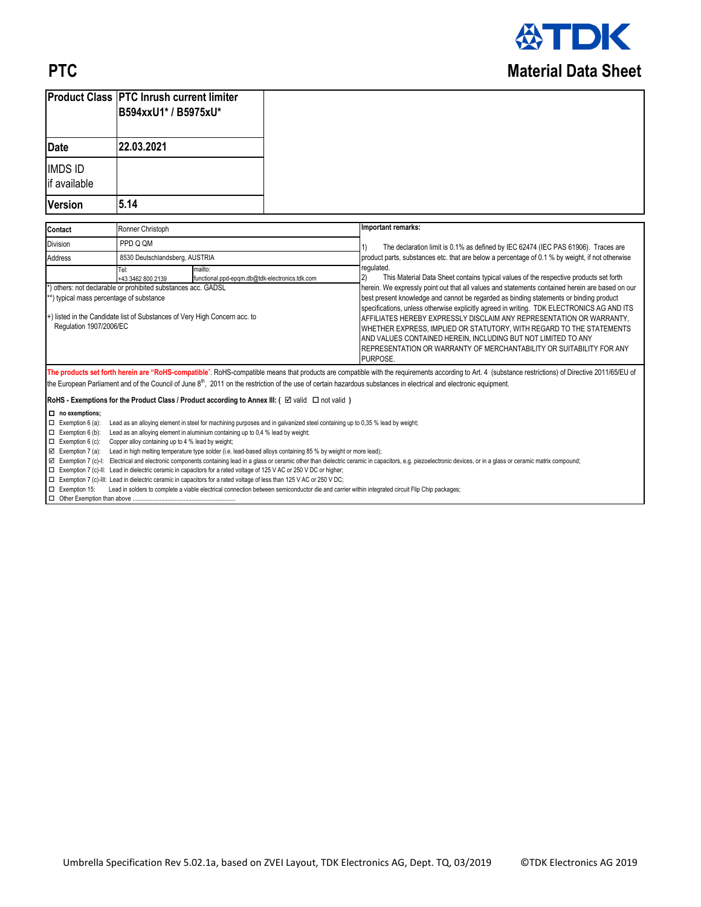**TDK**

# PTC

# Material Data Sheet

| | |
|---|---|
| **Product Class** | **PTC Inrush current limiter B594xxU1* / B5975xU*** |
| **Date** | **22.03.2021** |
| IMDS ID if available | |
| **Version** | **5.14** |

| | | |
|---|---|---|
| **Contact** | Ronner Christoph | |
| Division | PPD Q QM | |
| Address | 8530 Deutschlandsberg, AUSTRIA | |
| | Tel: +43 3462 800 2139 | mailto: functional.ppd-epqm.db@tdk-electronics.tdk.com |

*) others: not declarable or prohibited substances acc. GADSL

**) typical mass percentage of substance

+) listed in the Candidate list of Substances of Very High Concern acc. to Regulation 1907/2006/EC

**Important remarks:**

1) The declaration limit is 0.1% as defined by IEC 62474 (IEC PAS 61906). Traces are product parts, substances etc. that are below a percentage of 0.1 % by weight, if not otherwise regulated.

2) This Material Data Sheet contains typical values of the respective products set forth herein. We expressly point out that all values and statements contained herein are based on our best present knowledge and cannot be regarded as binding statements or binding product specifications, unless otherwise explicitly agreed in writing. TDK ELECTRONICS AG AND ITS AFFILIATES HEREBY EXPRESSLY DISCLAIM ANY REPRESENTATION OR WARRANTY, WHETHER EXPRESS, IMPLIED OR STATUTORY, WITH REGARD TO THE STATEMENTS AND VALUES CONTAINED HEREIN, INCLUDING BUT NOT LIMITED TO ANY REPRESENTATION OR WARRANTY OF MERCHANTABILITY OR SUITABILITY FOR ANY PURPOSE.

**The products set forth herein are "RoHS-compatible"**. RoHS-compatible means that products are compatible with the requirements according to Art. 4 (substance restrictions) of Directive 2011/65/EU of the European Parliament and of the Council of June 8th, 2011 on the restriction of the use of certain hazardous substances in electrical and electronic equipment.

**RoHS - Exemptions for the Product Class / Product according to Annex III: ( ☑ valid ☐ not valid )**

- ☐ **no exemptions;**
- ☐ Exemption 6 (a): Lead as an alloying element in steel for machining purposes and in galvanized steel containing up to 0,35 % lead by weight;
- ☐ Exemption 6 (b): Lead as an alloying element in aluminium containing up to 0,4 % lead by weight;
- ☐ Exemption 6 (c): Copper alloy containing up to 4 % lead by weight;
- ☑ Exemption 7 (a): Lead in high melting temperature type solder (i.e. lead-based alloys containing 85 % by weight or more lead);
- ☑ Exemption 7 (c)-I: Electrical and electronic components containing lead in a glass or ceramic other than dielectric ceramic in capacitors, e.g. piezoelectronic devices, or in a glass or ceramic matrix compound;
- ☐ Exemption 7 (c)-II: Lead in dielectric ceramic in capacitors for a rated voltage of 125 V AC or 250 V DC or higher;
- ☐ Exemption 7 (c)-III: Lead in dielectric ceramic in capacitors for a rated voltage of less than 125 V AC or 250 V DC;
- ☐ Exemption 15: Lead in solders to complete a viable electrical connection between semiconductor die and carrier within integrated circuit Flip Chip packages;
- ☐ Other Exemption than above ....................................................................

Umbrella Specification Rev 5.02.1a, based on ZVEI Layout, TDK Electronics AG, Dept. TQ, 03/2019 ©TDK Electronics AG 2019